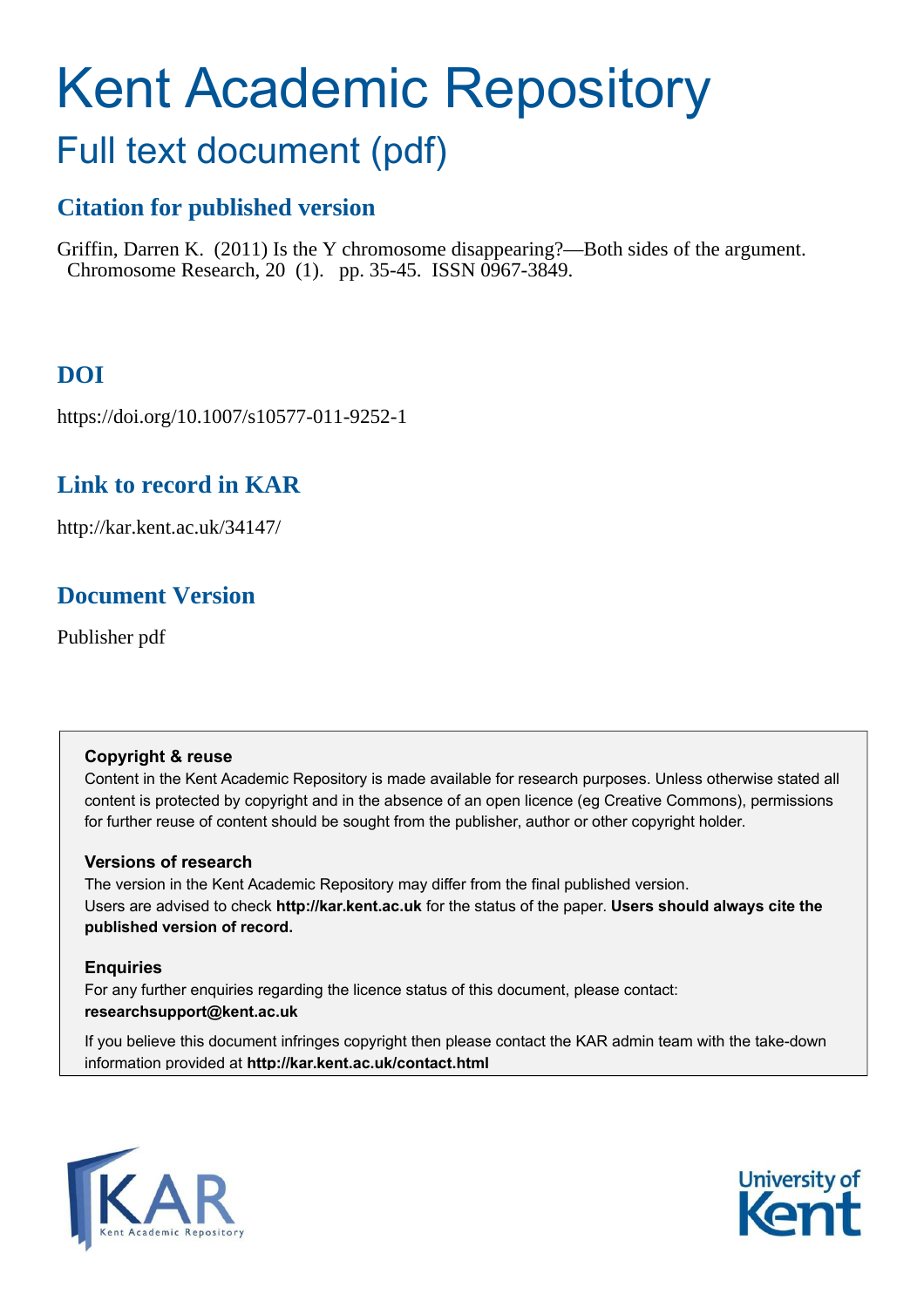# Kent Academic Repository

## Full text document (pdf)

### Citation for published version

Griffin, Darren K. (2011) Is the Y chromosome disappearing?—Both sides of the argument. Chromosome Research, 20 (1). pp. 35-45. ISSN 0967-3849.

### DOI

https://doi.org/10.1007/s10577-011-9252-1

### Link to record in KAR

http://kar.kent.ac.uk/34147/

### Document Version

Publisher pdf

**Copyright & reuse**

Content in the Kent Academic Repository is made available for research purposes. Unless otherwise stated all content is protected by copyright and in the absence of an open licence (eg Creative Commons), permissions for further reuse of content should be sought from the publisher, author or other copyright holder.

**Versions of research**

The version in the Kent Academic Repository may differ from the final published version.
Users are advised to check **http://kar.kent.ac.uk** for the status of the paper. **Users should always cite the published version of record.**

**Enquiries**

For any further enquiries regarding the licence status of this document, please contact:
**researchsupport@kent.ac.uk**

If you believe this document infringes copyright then please contact the KAR admin team with the take-down information provided at **http://kar.kent.ac.uk/contact.html**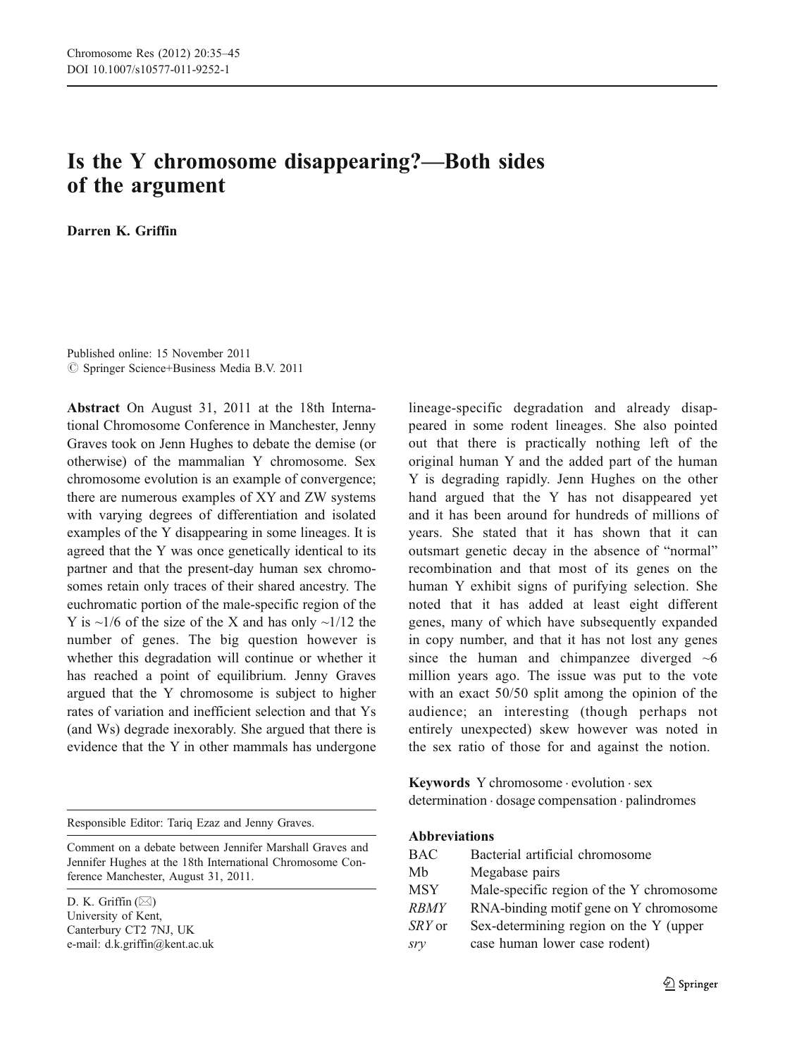# Is the Y chromosome disappearing?—Both sides of the argument

**Darren K. Griffin**

Published online: 15 November 2011
© Springer Science+Business Media B.V. 2011

**Abstract** On August 31, 2011 at the 18th International Chromosome Conference in Manchester, Jenny Graves took on Jenn Hughes to debate the demise (or otherwise) of the mammalian Y chromosome. Sex chromosome evolution is an example of convergence; there are numerous examples of XY and ZW systems with varying degrees of differentiation and isolated examples of the Y disappearing in some lineages. It is agreed that the Y was once genetically identical to its partner and that the present-day human sex chromosomes retain only traces of their shared ancestry. The euchromatic portion of the male-specific region of the Y is ~1/6 of the size of the X and has only ~1/12 the number of genes. The big question however is whether this degradation will continue or whether it has reached a point of equilibrium. Jenny Graves argued that the Y chromosome is subject to higher rates of variation and inefficient selection and that Ys (and Ws) degrade inexorably. She argued that there is evidence that the Y in other mammals has undergone lineage-specific degradation and already disappeared in some rodent lineages. She also pointed out that there is practically nothing left of the original human Y and the added part of the human Y is degrading rapidly. Jenn Hughes on the other hand argued that the Y has not disappeared yet and it has been around for hundreds of millions of years. She stated that it has shown that it can outsmart genetic decay in the absence of "normal" recombination and that most of its genes on the human Y exhibit signs of purifying selection. She noted that it has added at least eight different genes, many of which have subsequently expanded in copy number, and that it has not lost any genes since the human and chimpanzee diverged ~6 million years ago. The issue was put to the vote with an exact 50/50 split among the opinion of the audience; an interesting (though perhaps not entirely unexpected) skew however was noted in the sex ratio of those for and against the notion.

**Keywords** Y chromosome · evolution · sex determination · dosage compensation · palindromes

**Abbreviations**

| | |
|---|---|
| BAC | Bacterial artificial chromosome |
| Mb | Megabase pairs |
| MSY | Male-specific region of the Y chromosome |
| *RBMY* | RNA-binding motif gene on Y chromosome |
| *SRY* or *sry* | Sex-determining region on the Y (upper case human lower case rodent) |

Responsible Editor: Tariq Ezaz and Jenny Graves.

Comment on a debate between Jennifer Marshall Graves and Jennifer Hughes at the 18th International Chromosome Conference Manchester, August 31, 2011.

D. K. Griffin (✉)
University of Kent,
Canterbury CT2 7NJ, UK
e-mail: d.k.griffin@kent.ac.uk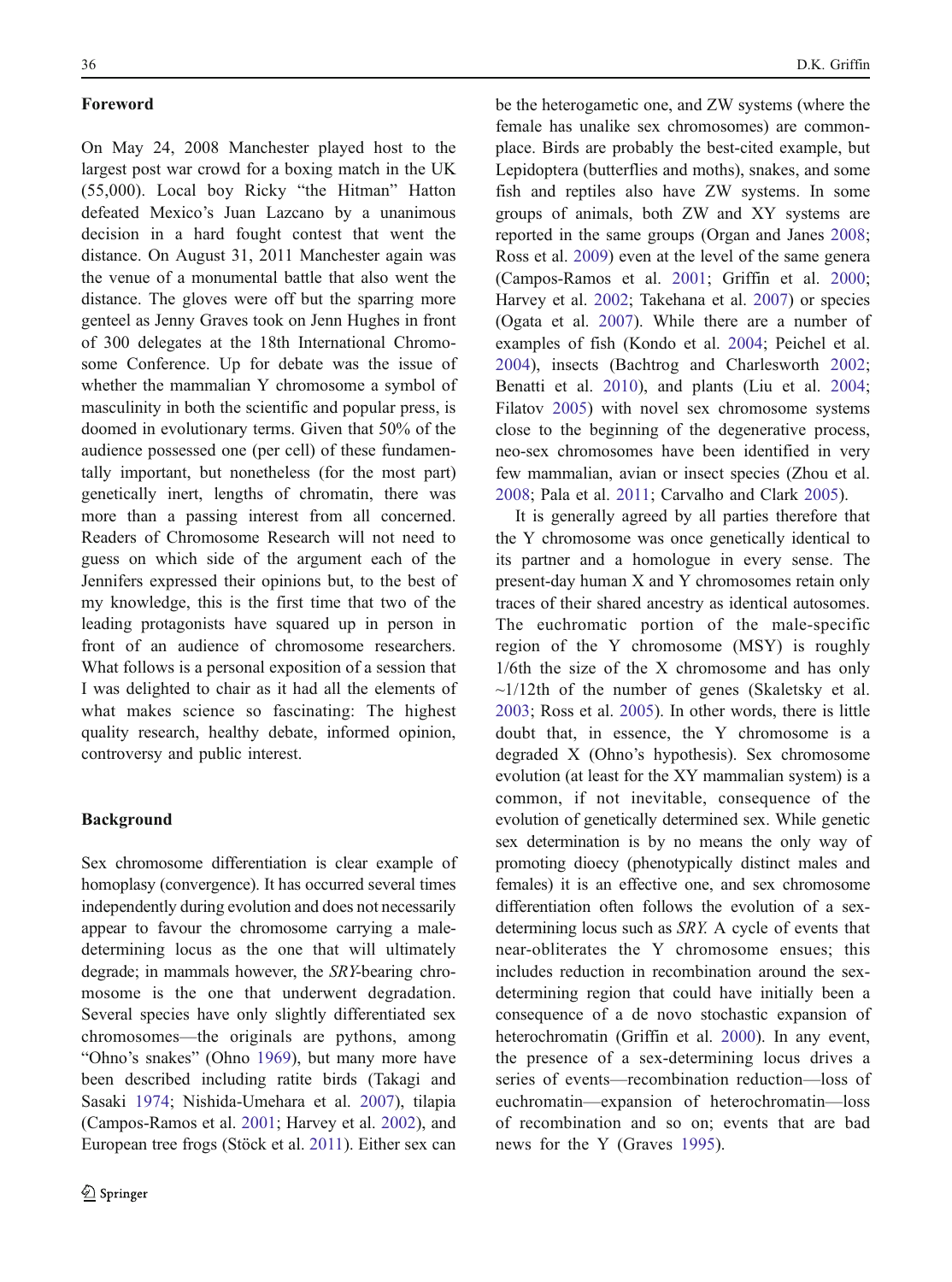## Foreword

On May 24, 2008 Manchester played host to the largest post war crowd for a boxing match in the UK (55,000). Local boy Ricky "the Hitman" Hatton defeated Mexico's Juan Lazcano by a unanimous decision in a hard fought contest that went the distance. On August 31, 2011 Manchester again was the venue of a monumental battle that also went the distance. The gloves were off but the sparring more genteel as Jenny Graves took on Jenn Hughes in front of 300 delegates at the 18th International Chromosome Conference. Up for debate was the issue of whether the mammalian Y chromosome a symbol of masculinity in both the scientific and popular press, is doomed in evolutionary terms. Given that 50% of the audience possessed one (per cell) of these fundamentally important, but nonetheless (for the most part) genetically inert, lengths of chromatin, there was more than a passing interest from all concerned. Readers of Chromosome Research will not need to guess on which side of the argument each of the Jennifers expressed their opinions but, to the best of my knowledge, this is the first time that two of the leading protagonists have squared up in person in front of an audience of chromosome researchers. What follows is a personal exposition of a session that I was delighted to chair as it had all the elements of what makes science so fascinating: The highest quality research, healthy debate, informed opinion, controversy and public interest.

## Background

Sex chromosome differentiation is clear example of homoplasy (convergence). It has occurred several times independently during evolution and does not necessarily appear to favour the chromosome carrying a male-determining locus as the one that will ultimately degrade; in mammals however, the *SRY*-bearing chromosome is the one that underwent degradation. Several species have only slightly differentiated sex chromosomes—the originals are pythons, among "Ohno's snakes" (Ohno 1969), but many more have been described including ratite birds (Takagi and Sasaki 1974; Nishida-Umehara et al. 2007), tilapia (Campos-Ramos et al. 2001; Harvey et al. 2002), and European tree frogs (Stöck et al. 2011). Either sex can be the heterogametic one, and ZW systems (where the female has unalike sex chromosomes) are commonplace. Birds are probably the best-cited example, but Lepidoptera (butterflies and moths), snakes, and some fish and reptiles also have ZW systems. In some groups of animals, both ZW and XY systems are reported in the same groups (Organ and Janes 2008; Ross et al. 2009) even at the level of the same genera (Campos-Ramos et al. 2001; Griffin et al. 2000; Harvey et al. 2002; Takehana et al. 2007) or species (Ogata et al. 2007). While there are a number of examples of fish (Kondo et al. 2004; Peichel et al. 2004), insects (Bachtrog and Charlesworth 2002; Benatti et al. 2010), and plants (Liu et al. 2004; Filatov 2005) with novel sex chromosome systems close to the beginning of the degenerative process, neo-sex chromosomes have been identified in very few mammalian, avian or insect species (Zhou et al. 2008; Pala et al. 2011; Carvalho and Clark 2005).

It is generally agreed by all parties therefore that the Y chromosome was once genetically identical to its partner and a homologue in every sense. The present-day human X and Y chromosomes retain only traces of their shared ancestry as identical autosomes. The euchromatic portion of the male-specific region of the Y chromosome (MSY) is roughly 1/6th the size of the X chromosome and has only ~1/12th of the number of genes (Skaletsky et al. 2003; Ross et al. 2005). In other words, there is little doubt that, in essence, the Y chromosome is a degraded X (Ohno's hypothesis). Sex chromosome evolution (at least for the XY mammalian system) is a common, if not inevitable, consequence of the evolution of genetically determined sex. While genetic sex determination is by no means the only way of promoting dioecy (phenotypically distinct males and females) it is an effective one, and sex chromosome differentiation often follows the evolution of a sex-determining locus such as *SRY*. A cycle of events that near-obliterates the Y chromosome ensues; this includes reduction in recombination around the sex-determining region that could have initially been a consequence of a de novo stochastic expansion of heterochromatin (Griffin et al. 2000). In any event, the presence of a sex-determining locus drives a series of events—recombination reduction—loss of euchromatin—expansion of heterochromatin—loss of recombination and so on; events that are bad news for the Y (Graves 1995).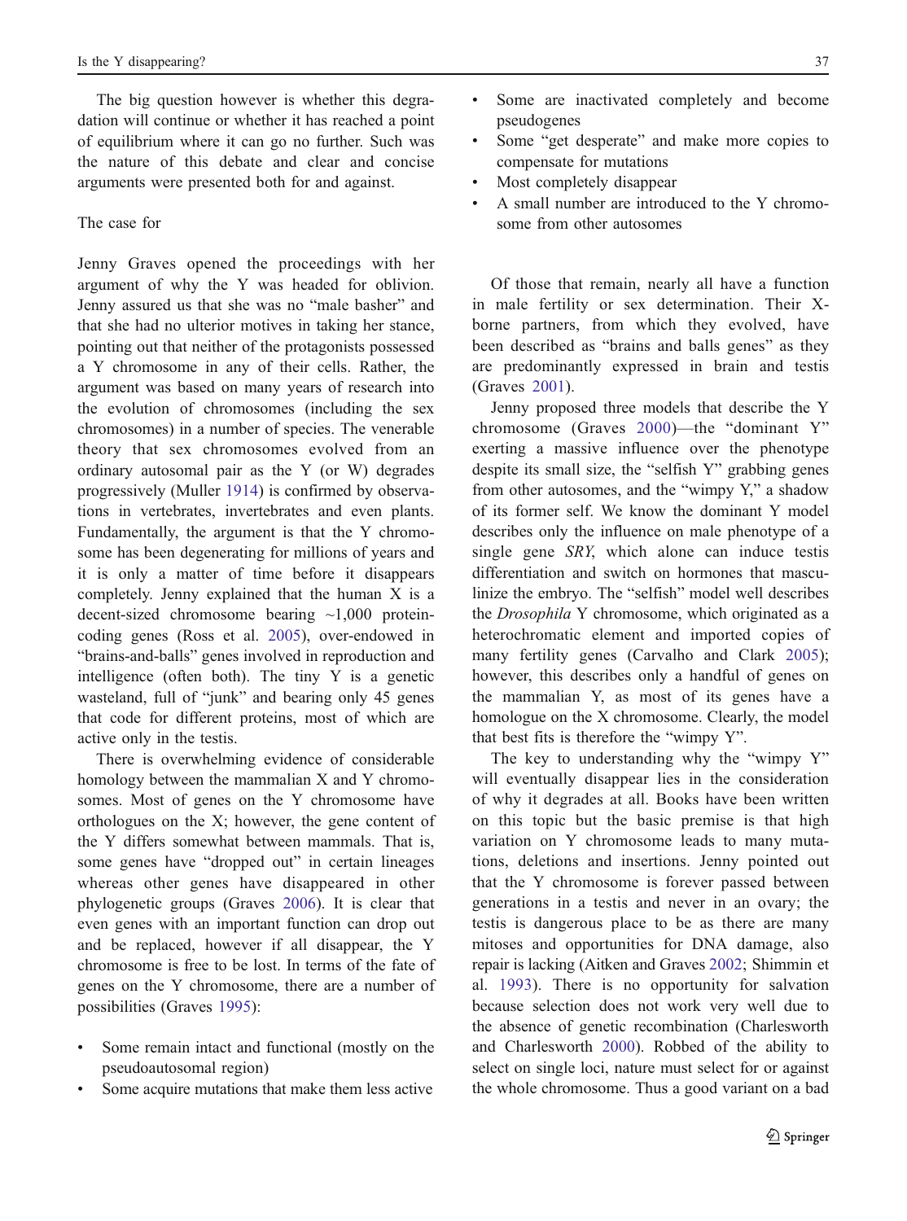The big question however is whether this degradation will continue or whether it has reached a point of equilibrium where it can go no further. Such was the nature of this debate and clear and concise arguments were presented both for and against.

## The case for

Jenny Graves opened the proceedings with her argument of why the Y was headed for oblivion. Jenny assured us that she was no "male basher" and that she had no ulterior motives in taking her stance, pointing out that neither of the protagonists possessed a Y chromosome in any of their cells. Rather, the argument was based on many years of research into the evolution of chromosomes (including the sex chromosomes) in a number of species. The venerable theory that sex chromosomes evolved from an ordinary autosomal pair as the Y (or W) degrades progressively (Muller 1914) is confirmed by observations in vertebrates, invertebrates and even plants. Fundamentally, the argument is that the Y chromosome has been degenerating for millions of years and it is only a matter of time before it disappears completely. Jenny explained that the human X is a decent-sized chromosome bearing ~1,000 protein-coding genes (Ross et al. 2005), over-endowed in "brains-and-balls" genes involved in reproduction and intelligence (often both). The tiny Y is a genetic wasteland, full of "junk" and bearing only 45 genes that code for different proteins, most of which are active only in the testis.

There is overwhelming evidence of considerable homology between the mammalian X and Y chromosomes. Most of genes on the Y chromosome have orthologues on the X; however, the gene content of the Y differs somewhat between mammals. That is, some genes have "dropped out" in certain lineages whereas other genes have disappeared in other phylogenetic groups (Graves 2006). It is clear that even genes with an important function can drop out and be replaced, however if all disappear, the Y chromosome is free to be lost. In terms of the fate of genes on the Y chromosome, there are a number of possibilities (Graves 1995):

- Some remain intact and functional (mostly on the pseudoautosomal region)
- Some acquire mutations that make them less active
- Some are inactivated completely and become pseudogenes
- Some "get desperate" and make more copies to compensate for mutations
- Most completely disappear
- A small number are introduced to the Y chromosome from other autosomes

Of those that remain, nearly all have a function in male fertility or sex determination. Their X-borne partners, from which they evolved, have been described as "brains and balls genes" as they are predominantly expressed in brain and testis (Graves 2001).

Jenny proposed three models that describe the Y chromosome (Graves 2000)—the "dominant Y" exerting a massive influence over the phenotype despite its small size, the "selfish Y" grabbing genes from other autosomes, and the "wimpy Y," a shadow of its former self. We know the dominant Y model describes only the influence on male phenotype of a single gene *SRY*, which alone can induce testis differentiation and switch on hormones that masculinize the embryo. The "selfish" model well describes the *Drosophila* Y chromosome, which originated as a heterochromatic element and imported copies of many fertility genes (Carvalho and Clark 2005); however, this describes only a handful of genes on the mammalian Y, as most of its genes have a homologue on the X chromosome. Clearly, the model that best fits is therefore the "wimpy Y".

The key to understanding why the "wimpy Y" will eventually disappear lies in the consideration of why it degrades at all. Books have been written on this topic but the basic premise is that high variation on Y chromosome leads to many mutations, deletions and insertions. Jenny pointed out that the Y chromosome is forever passed between generations in a testis and never in an ovary; the testis is dangerous place to be as there are many mitoses and opportunities for DNA damage, also repair is lacking (Aitken and Graves 2002; Shimmin et al. 1993). There is no opportunity for salvation because selection does not work very well due to the absence of genetic recombination (Charlesworth and Charlesworth 2000). Robbed of the ability to select on single loci, nature must select for or against the whole chromosome. Thus a good variant on a bad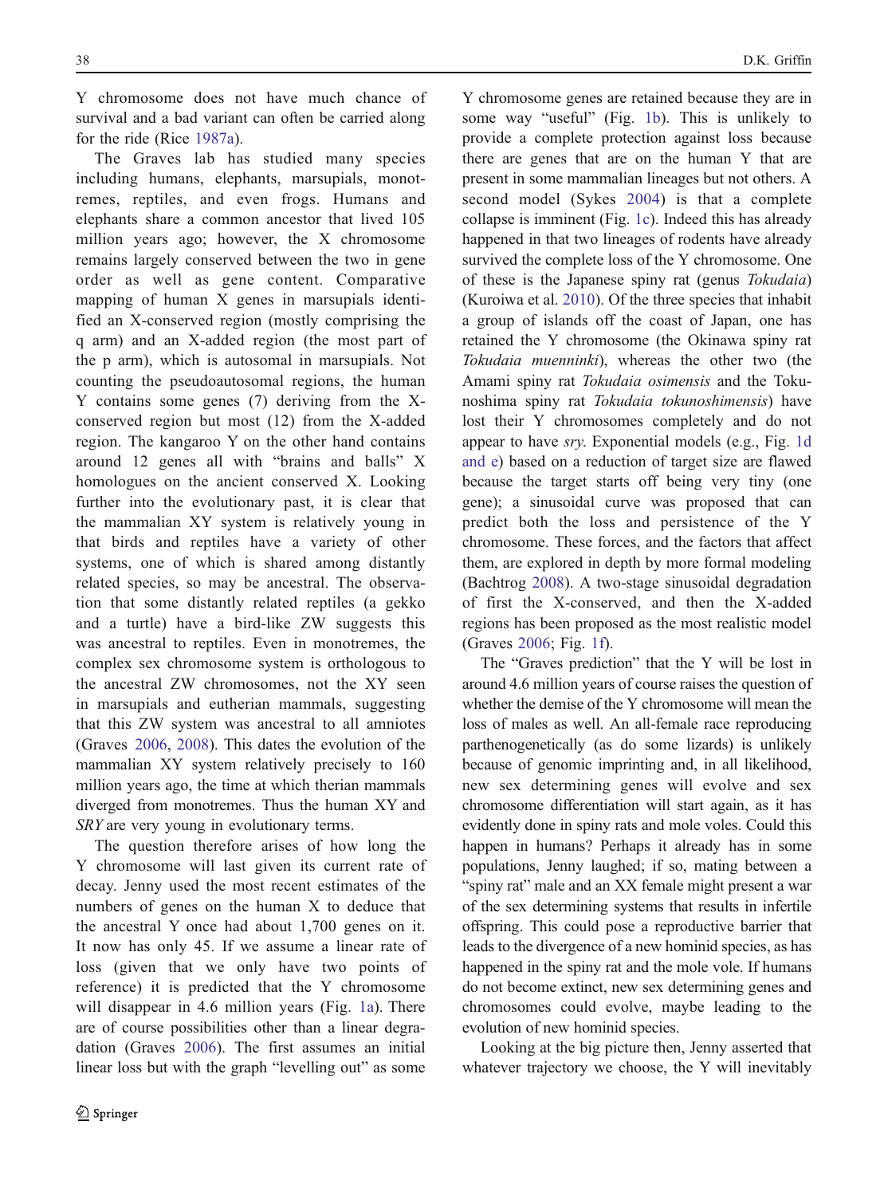Y chromosome does not have much chance of survival and a bad variant can often be carried along for the ride (Rice 1987a).

The Graves lab has studied many species including humans, elephants, marsupials, monotremes, reptiles, and even frogs. Humans and elephants share a common ancestor that lived 105 million years ago; however, the X chromosome remains largely conserved between the two in gene order as well as gene content. Comparative mapping of human X genes in marsupials identified an X-conserved region (mostly comprising the q arm) and an X-added region (the most part of the p arm), which is autosomal in marsupials. Not counting the pseudoautosomal regions, the human Y contains some genes (7) deriving from the X-conserved region but most (12) from the X-added region. The kangaroo Y on the other hand contains around 12 genes all with "brains and balls" X homologues on the ancient conserved X. Looking further into the evolutionary past, it is clear that the mammalian XY system is relatively young in that birds and reptiles have a variety of other systems, one of which is shared among distantly related species, so may be ancestral. The observation that some distantly related reptiles (a gekko and a turtle) have a bird-like ZW suggests this was ancestral to reptiles. Even in monotremes, the complex sex chromosome system is orthologous to the ancestral ZW chromosomes, not the XY seen in marsupials and eutherian mammals, suggesting that this ZW system was ancestral to all amniotes (Graves 2006, 2008). This dates the evolution of the mammalian XY system relatively precisely to 160 million years ago, the time at which therian mammals diverged from monotremes. Thus the human XY and *SRY* are very young in evolutionary terms.

The question therefore arises of how long the Y chromosome will last given its current rate of decay. Jenny used the most recent estimates of the numbers of genes on the human X to deduce that the ancestral Y once had about 1,700 genes on it. It now has only 45. If we assume a linear rate of loss (given that we only have two points of reference) it is predicted that the Y chromosome will disappear in 4.6 million years (Fig. 1a). There are of course possibilities other than a linear degradation (Graves 2006). The first assumes an initial linear loss but with the graph "levelling out" as some Y chromosome genes are retained because they are in some way "useful" (Fig. 1b). This is unlikely to provide a complete protection against loss because there are genes that are on the human Y that are present in some mammalian lineages but not others. A second model (Sykes 2004) is that a complete collapse is imminent (Fig. 1c). Indeed this has already happened in that two lineages of rodents have already survived the complete loss of the Y chromosome. One of these is the Japanese spiny rat (genus *Tokudaia*) (Kuroiwa et al. 2010). Of the three species that inhabit a group of islands off the coast of Japan, one has retained the Y chromosome (the Okinawa spiny rat *Tokudaia muenninki*), whereas the other two (the Amami spiny rat *Tokudaia osimensis* and the Tokunoshima spiny rat *Tokudaia tokunoshimensis*) have lost their Y chromosomes completely and do not appear to have *sry*. Exponential models (e.g., Fig. 1d and e) based on a reduction of target size are flawed because the target starts off being very tiny (one gene); a sinusoidal curve was proposed that can predict both the loss and persistence of the Y chromosome. These forces, and the factors that affect them, are explored in depth by more formal modeling (Bachtrog 2008). A two-stage sinusoidal degradation of first the X-conserved, and then the X-added regions has been proposed as the most realistic model (Graves 2006; Fig. 1f).

The "Graves prediction" that the Y will be lost in around 4.6 million years of course raises the question of whether the demise of the Y chromosome will mean the loss of males as well. An all-female race reproducing parthenogenetically (as do some lizards) is unlikely because of genomic imprinting and, in all likelihood, new sex determining genes will evolve and sex chromosome differentiation will start again, as it has evidently done in spiny rats and mole voles. Could this happen in humans? Perhaps it already has in some populations, Jenny laughed; if so, mating between a "spiny rat" male and an XX female might present a war of the sex determining systems that results in infertile offspring. This could pose a reproductive barrier that leads to the divergence of a new hominid species, as has happened in the spiny rat and the mole vole. If humans do not become extinct, new sex determining genes and chromosomes could evolve, maybe leading to the evolution of new hominid species.

Looking at the big picture then, Jenny asserted that whatever trajectory we choose, the Y will inevitably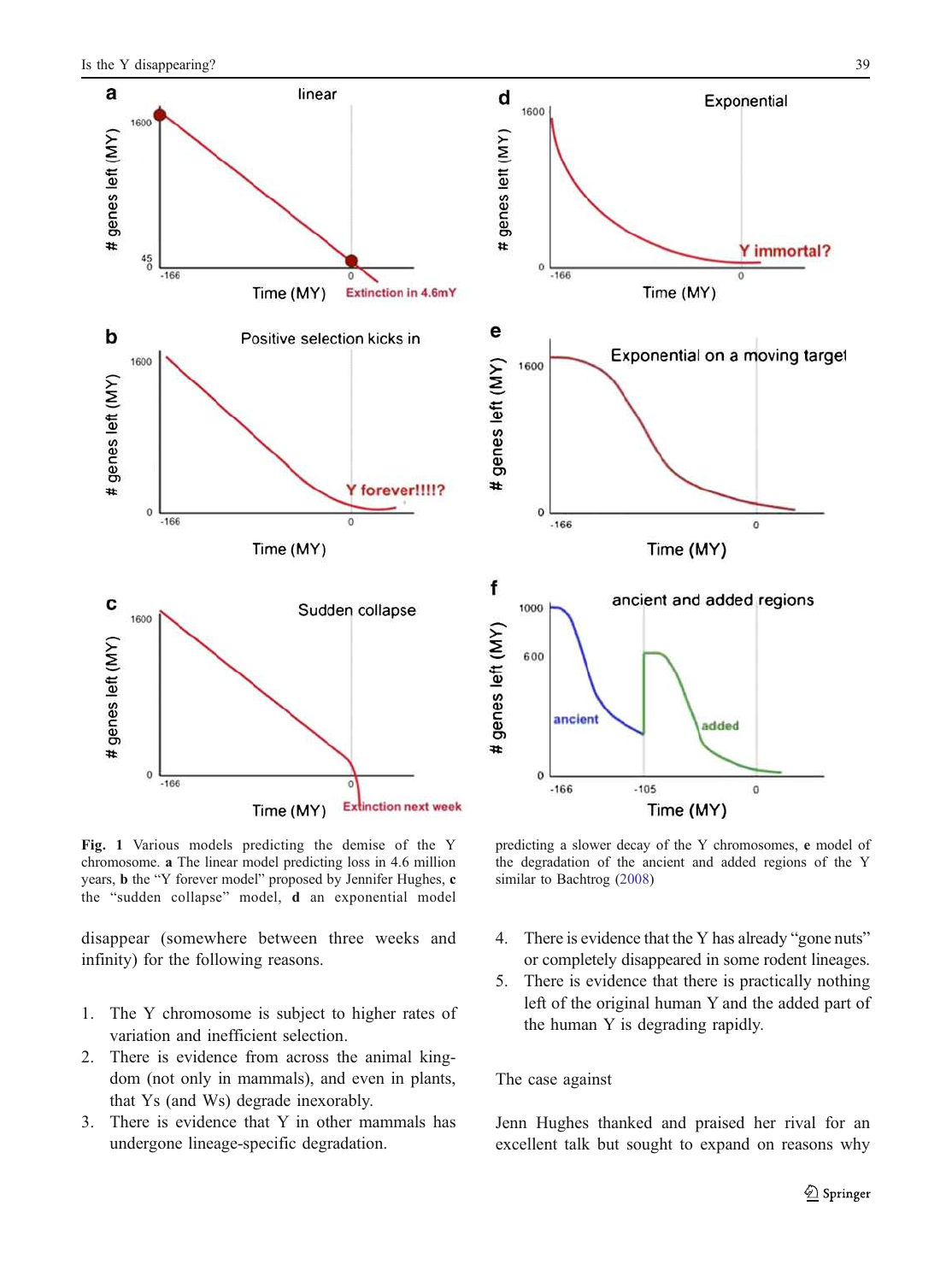**Fig. 1** Various models predicting the demise of the Y chromosome. **a** The linear model predicting loss in 4.6 million years, **b** the "Y forever model" proposed by Jennifer Hughes, **c** the "sudden collapse" model, **d** an exponential model predicting a slower decay of the Y chromosomes, **e** model of the degradation of the ancient and added regions of the Y similar to Bachtrog (2008)

disappear (somewhere between three weeks and infinity) for the following reasons.

1. The Y chromosome is subject to higher rates of variation and inefficient selection.
2. There is evidence from across the animal kingdom (not only in mammals), and even in plants, that Ys (and Ws) degrade inexorably.
3. There is evidence that Y in other mammals has undergone lineage-specific degradation.
4. There is evidence that the Y has already "gone nuts" or completely disappeared in some rodent lineages.
5. There is evidence that there is practically nothing left of the original human Y and the added part of the human Y is degrading rapidly.

## The case against

Jenn Hughes thanked and praised her rival for an excellent talk but sought to expand on reasons why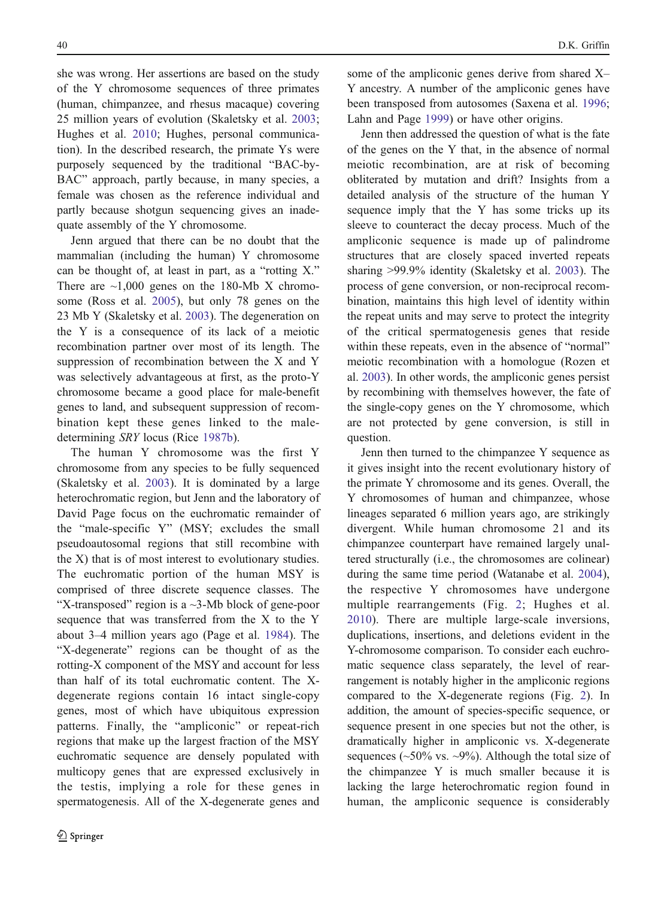she was wrong. Her assertions are based on the study of the Y chromosome sequences of three primates (human, chimpanzee, and rhesus macaque) covering 25 million years of evolution (Skaletsky et al. 2003; Hughes et al. 2010; Hughes, personal communication). In the described research, the primate Ys were purposely sequenced by the traditional "BAC-by-BAC" approach, partly because, in many species, a female was chosen as the reference individual and partly because shotgun sequencing gives an inadequate assembly of the Y chromosome.

Jenn argued that there can be no doubt that the mammalian (including the human) Y chromosome can be thought of, at least in part, as a "rotting X." There are ~1,000 genes on the 180-Mb X chromosome (Ross et al. 2005), but only 78 genes on the 23 Mb Y (Skaletsky et al. 2003). The degeneration on the Y is a consequence of its lack of a meiotic recombination partner over most of its length. The suppression of recombination between the X and Y was selectively advantageous at first, as the proto-Y chromosome became a good place for male-benefit genes to land, and subsequent suppression of recombination kept these genes linked to the male-determining *SRY* locus (Rice 1987b).

The human Y chromosome was the first Y chromosome from any species to be fully sequenced (Skaletsky et al. 2003). It is dominated by a large heterochromatic region, but Jenn and the laboratory of David Page focus on the euchromatic remainder of the "male-specific Y" (MSY; excludes the small pseudoautosomal regions that still recombine with the X) that is of most interest to evolutionary studies. The euchromatic portion of the human MSY is comprised of three discrete sequence classes. The "X-transposed" region is a ~3-Mb block of gene-poor sequence that was transferred from the X to the Y about 3–4 million years ago (Page et al. 1984). The "X-degenerate" regions can be thought of as the rotting-X component of the MSY and account for less than half of its total euchromatic content. The X-degenerate regions contain 16 intact single-copy genes, most of which have ubiquitous expression patterns. Finally, the "ampliconic" or repeat-rich regions that make up the largest fraction of the MSY euchromatic sequence are densely populated with multicopy genes that are expressed exclusively in the testis, implying a role for these genes in spermatogenesis. All of the X-degenerate genes and some of the ampliconic genes derive from shared X–Y ancestry. A number of the ampliconic genes have been transposed from autosomes (Saxena et al. 1996; Lahn and Page 1999) or have other origins.

Jenn then addressed the question of what is the fate of the genes on the Y that, in the absence of normal meiotic recombination, are at risk of becoming obliterated by mutation and drift? Insights from a detailed analysis of the structure of the human Y sequence imply that the Y has some tricks up its sleeve to counteract the decay process. Much of the ampliconic sequence is made up of palindrome structures that are closely spaced inverted repeats sharing >99.9% identity (Skaletsky et al. 2003). The process of gene conversion, or non-reciprocal recombination, maintains this high level of identity within the repeat units and may serve to protect the integrity of the critical spermatogenesis genes that reside within these repeats, even in the absence of "normal" meiotic recombination with a homologue (Rozen et al. 2003). In other words, the ampliconic genes persist by recombining with themselves however, the fate of the single-copy genes on the Y chromosome, which are not protected by gene conversion, is still in question.

Jenn then turned to the chimpanzee Y sequence as it gives insight into the recent evolutionary history of the primate Y chromosome and its genes. Overall, the Y chromosomes of human and chimpanzee, whose lineages separated 6 million years ago, are strikingly divergent. While human chromosome 21 and its chimpanzee counterpart have remained largely unaltered structurally (i.e., the chromosomes are colinear) during the same time period (Watanabe et al. 2004), the respective Y chromosomes have undergone multiple rearrangements (Fig. 2; Hughes et al. 2010). There are multiple large-scale inversions, duplications, insertions, and deletions evident in the Y-chromosome comparison. To consider each euchromatic sequence class separately, the level of rearrangement is notably higher in the ampliconic regions compared to the X-degenerate regions (Fig. 2). In addition, the amount of species-specific sequence, or sequence present in one species but not the other, is dramatically higher in ampliconic vs. X-degenerate sequences (~50% vs. ~9%). Although the total size of the chimpanzee Y is much smaller because it is lacking the large heterochromatic region found in human, the ampliconic sequence is considerably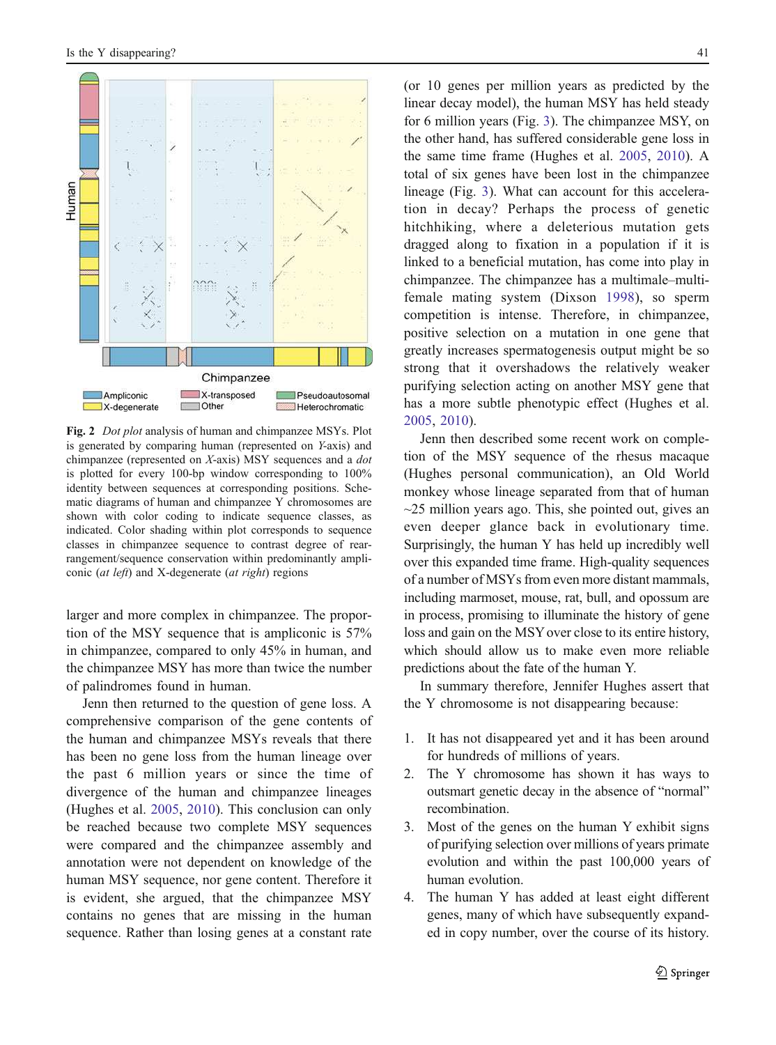**Fig. 2** *Dot plot* analysis of human and chimpanzee MSYs. Plot is generated by comparing human (represented on *Y*-axis) and chimpanzee (represented on *X*-axis) MSY sequences and a *dot* is plotted for every 100-bp window corresponding to 100% identity between sequences at corresponding positions. Schematic diagrams of human and chimpanzee Y chromosomes are shown with color coding to indicate sequence classes, as indicated. Color shading within plot corresponds to sequence classes in chimpanzee sequence to contrast degree of rearrangement/sequence conservation within predominantly ampliconic (*at left*) and X-degenerate (*at right*) regions

larger and more complex in chimpanzee. The proportion of the MSY sequence that is ampliconic is 57% in chimpanzee, compared to only 45% in human, and the chimpanzee MSY has more than twice the number of palindromes found in human.

Jenn then returned to the question of gene loss. A comprehensive comparison of the gene contents of the human and chimpanzee MSYs reveals that there has been no gene loss from the human lineage over the past 6 million years or since the time of divergence of the human and chimpanzee lineages (Hughes et al. 2005, 2010). This conclusion can only be reached because two complete MSY sequences were compared and the chimpanzee assembly and annotation were not dependent on knowledge of the human MSY sequence, nor gene content. Therefore it is evident, she argued, that the chimpanzee MSY contains no genes that are missing in the human sequence. Rather than losing genes at a constant rate (or 10 genes per million years as predicted by the linear decay model), the human MSY has held steady for 6 million years (Fig. 3). The chimpanzee MSY, on the other hand, has suffered considerable gene loss in the same time frame (Hughes et al. 2005, 2010). A total of six genes have been lost in the chimpanzee lineage (Fig. 3). What can account for this acceleration in decay? Perhaps the process of genetic hitchhiking, where a deleterious mutation gets dragged along to fixation in a population if it is linked to a beneficial mutation, has come into play in chimpanzee. The chimpanzee has a multimale–multifemale mating system (Dixson 1998), so sperm competition is intense. Therefore, in chimpanzee, positive selection on a mutation in one gene that greatly increases spermatogenesis output might be so strong that it overshadows the relatively weaker purifying selection acting on another MSY gene that has a more subtle phenotypic effect (Hughes et al. 2005, 2010).

Jenn then described some recent work on completion of the MSY sequence of the rhesus macaque (Hughes personal communication), an Old World monkey whose lineage separated from that of human ~25 million years ago. This, she pointed out, gives an even deeper glance back in evolutionary time. Surprisingly, the human Y has held up incredibly well over this expanded time frame. High-quality sequences of a number of MSYs from even more distant mammals, including marmoset, mouse, rat, bull, and opossum are in process, promising to illuminate the history of gene loss and gain on the MSY over close to its entire history, which should allow us to make even more reliable predictions about the fate of the human Y.

In summary therefore, Jennifer Hughes assert that the Y chromosome is not disappearing because:

1. It has not disappeared yet and it has been around for hundreds of millions of years.
2. The Y chromosome has shown it has ways to outsmart genetic decay in the absence of "normal" recombination.
3. Most of the genes on the human Y exhibit signs of purifying selection over millions of years primate evolution and within the past 100,000 years of human evolution.
4. The human Y has added at least eight different genes, many of which have subsequently expanded in copy number, over the course of its history.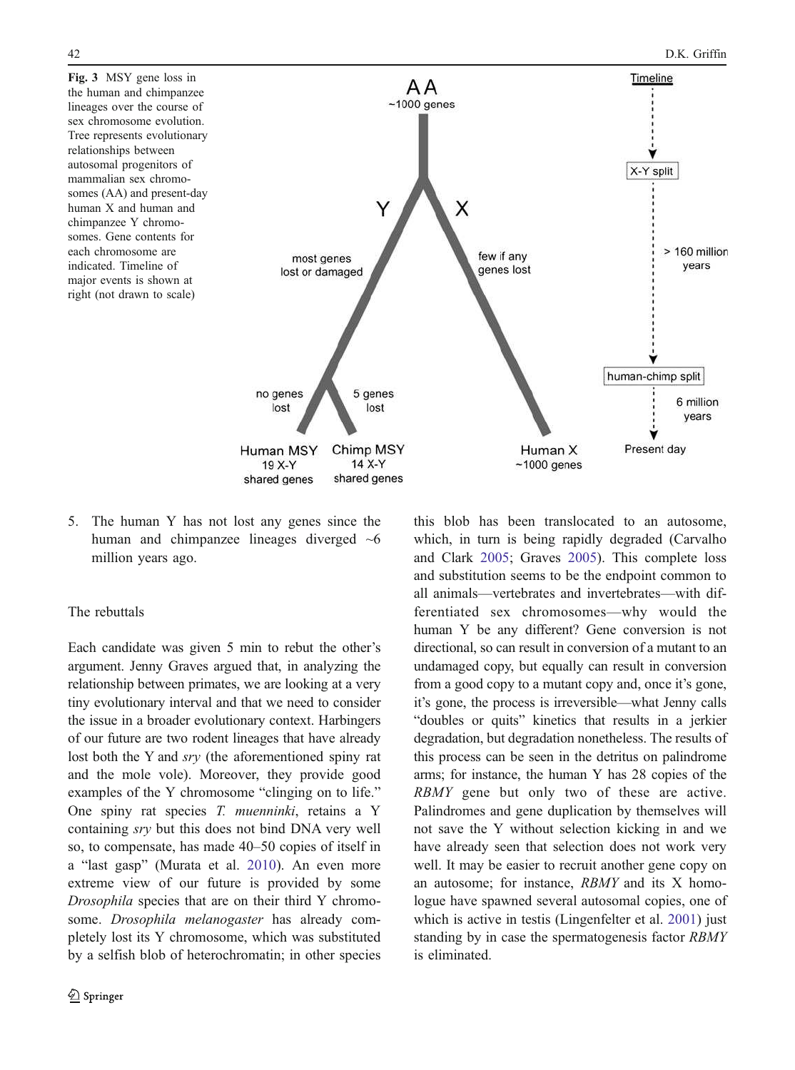Fig. 3 MSY gene loss in the human and chimpanzee lineages over the course of sex chromosome evolution. Tree represents evolutionary relationships between autosomal progenitors of mammalian sex chromosomes (AA) and present-day human X and human and chimpanzee Y chromosomes. Gene contents for each chromosome are indicated. Timeline of major events is shown at right (not drawn to scale)

AA
~1000 genes
Y
X
most genes lost or damaged
few if any genes lost
no genes lost
5 genes lost
Human MSY
19 X-Y shared genes
Chimp MSY
14 X-Y shared genes
Human X
~1000 genes
Timeline
X-Y split
> 160 million years
human-chimp split
6 million years
Present day

5. The human Y has not lost any genes since the human and chimpanzee lineages diverged ~6 million years ago.

### The rebuttals

Each candidate was given 5 min to rebut the other's argument. Jenny Graves argued that, in analyzing the relationship between primates, we are looking at a very tiny evolutionary interval and that we need to consider the issue in a broader evolutionary context. Harbingers of our future are two rodent lineages that have already lost both the Y and *sry* (the aforementioned spiny rat and the mole vole). Moreover, they provide good examples of the Y chromosome "clinging on to life." One spiny rat species *T. muenninki*, retains a Y containing *sry* but this does not bind DNA very well so, to compensate, has made 40–50 copies of itself in a "last gasp" (Murata et al. 2010). An even more extreme view of our future is provided by some *Drosophila* species that are on their third Y chromosome. *Drosophila melanogaster* has already completely lost its Y chromosome, which was substituted by a selfish blob of heterochromatin; in other species this blob has been translocated to an autosome, which, in turn is being rapidly degraded (Carvalho and Clark 2005; Graves 2005). This complete loss and substitution seems to be the endpoint common to all animals—vertebrates and invertebrates—with differentiated sex chromosomes—why would the human Y be any different? Gene conversion is not directional, so can result in conversion of a mutant to an undamaged copy, but equally can result in conversion from a good copy to a mutant copy and, once it's gone, it's gone, the process is irreversible—what Jenny calls "doubles or quits" kinetics that results in a jerkier degradation, but degradation nonetheless. The results of this process can be seen in the detritus on palindrome arms; for instance, the human Y has 28 copies of the *RBMY* gene but only two of these are active. Palindromes and gene duplication by themselves will not save the Y without selection kicking in and we have already seen that selection does not work very well. It may be easier to recruit another gene copy on an autosome; for instance, *RBMY* and its X homologue have spawned several autosomal copies, one of which is active in testis (Lingenfelter et al. 2001) just standing by in case the spermatogenesis factor *RBMY* is eliminated.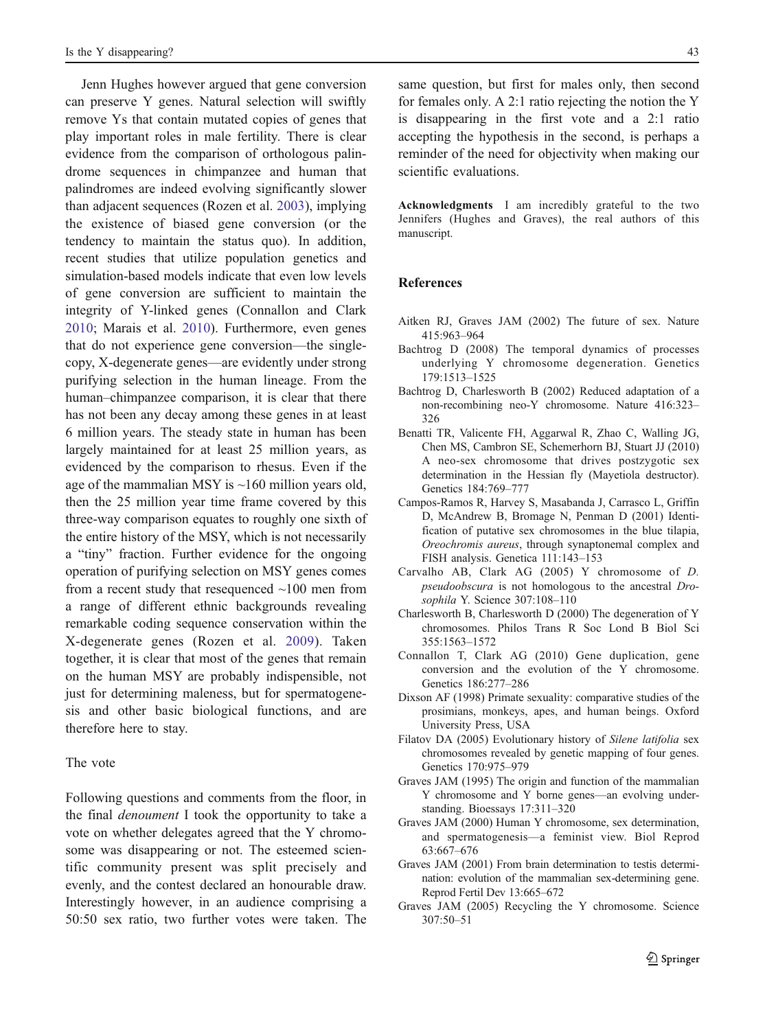Jenn Hughes however argued that gene conversion can preserve Y genes. Natural selection will swiftly remove Ys that contain mutated copies of genes that play important roles in male fertility. There is clear evidence from the comparison of orthologous palindrome sequences in chimpanzee and human that palindromes are indeed evolving significantly slower than adjacent sequences (Rozen et al. 2003), implying the existence of biased gene conversion (or the tendency to maintain the status quo). In addition, recent studies that utilize population genetics and simulation-based models indicate that even low levels of gene conversion are sufficient to maintain the integrity of Y-linked genes (Connallon and Clark 2010; Marais et al. 2010). Furthermore, even genes that do not experience gene conversion—the single-copy, X-degenerate genes—are evidently under strong purifying selection in the human lineage. From the human–chimpanzee comparison, it is clear that there has not been any decay among these genes in at least 6 million years. The steady state in human has been largely maintained for at least 25 million years, as evidenced by the comparison to rhesus. Even if the age of the mammalian MSY is ~160 million years old, then the 25 million year time frame covered by this three-way comparison equates to roughly one sixth of the entire history of the MSY, which is not necessarily a "tiny" fraction. Further evidence for the ongoing operation of purifying selection on MSY genes comes from a recent study that resequenced ~100 men from a range of different ethnic backgrounds revealing remarkable coding sequence conservation within the X-degenerate genes (Rozen et al. 2009). Taken together, it is clear that most of the genes that remain on the human MSY are probably indispensible, not just for determining maleness, but for spermatogenesis and other basic biological functions, and are therefore here to stay.

## The vote

Following questions and comments from the floor, in the final *denoument* I took the opportunity to take a vote on whether delegates agreed that the Y chromosome was disappearing or not. The esteemed scientific community present was split precisely and evenly, and the contest declared an honourable draw. Interestingly however, in an audience comprising a 50:50 sex ratio, two further votes were taken. The same question, but first for males only, then second for females only. A 2:1 ratio rejecting the notion the Y is disappearing in the first vote and a 2:1 ratio accepting the hypothesis in the second, is perhaps a reminder of the need for objectivity when making our scientific evaluations.

**Acknowledgments** I am incredibly grateful to the two Jennifers (Hughes and Graves), the real authors of this manuscript.

## References

Aitken RJ, Graves JAM (2002) The future of sex. Nature 415:963–964

Bachtrog D (2008) The temporal dynamics of processes underlying Y chromosome degeneration. Genetics 179:1513–1525

Bachtrog D, Charlesworth B (2002) Reduced adaptation of a non-recombining neo-Y chromosome. Nature 416:323–326

Benatti TR, Valicente FH, Aggarwal R, Zhao C, Walling JG, Chen MS, Cambron SE, Schemerhorn BJ, Stuart JJ (2010) A neo-sex chromosome that drives postzygotic sex determination in the Hessian fly (Mayetiola destructor). Genetics 184:769–777

Campos-Ramos R, Harvey S, Masabanda J, Carrasco L, Griffin D, McAndrew B, Bromage N, Penman D (2001) Identification of putative sex chromosomes in the blue tilapia, *Oreochromis aureus*, through synaptonemal complex and FISH analysis. Genetica 111:143–153

Carvalho AB, Clark AG (2005) Y chromosome of *D. pseudoobscura* is not homologous to the ancestral *Drosophila* Y. Science 307:108–110

Charlesworth B, Charlesworth D (2000) The degeneration of Y chromosomes. Philos Trans R Soc Lond B Biol Sci 355:1563–1572

Connallon T, Clark AG (2010) Gene duplication, gene conversion and the evolution of the Y chromosome. Genetics 186:277–286

Dixson AF (1998) Primate sexuality: comparative studies of the prosimians, monkeys, apes, and human beings. Oxford University Press, USA

Filatov DA (2005) Evolutionary history of *Silene latifolia* sex chromosomes revealed by genetic mapping of four genes. Genetics 170:975–979

Graves JAM (1995) The origin and function of the mammalian Y chromosome and Y borne genes—an evolving understanding. Bioessays 17:311–320

Graves JAM (2000) Human Y chromosome, sex determination, and spermatogenesis—a feminist view. Biol Reprod 63:667–676

Graves JAM (2001) From brain determination to testis determination: evolution of the mammalian sex-determining gene. Reprod Fertil Dev 13:665–672

Graves JAM (2005) Recycling the Y chromosome. Science 307:50–51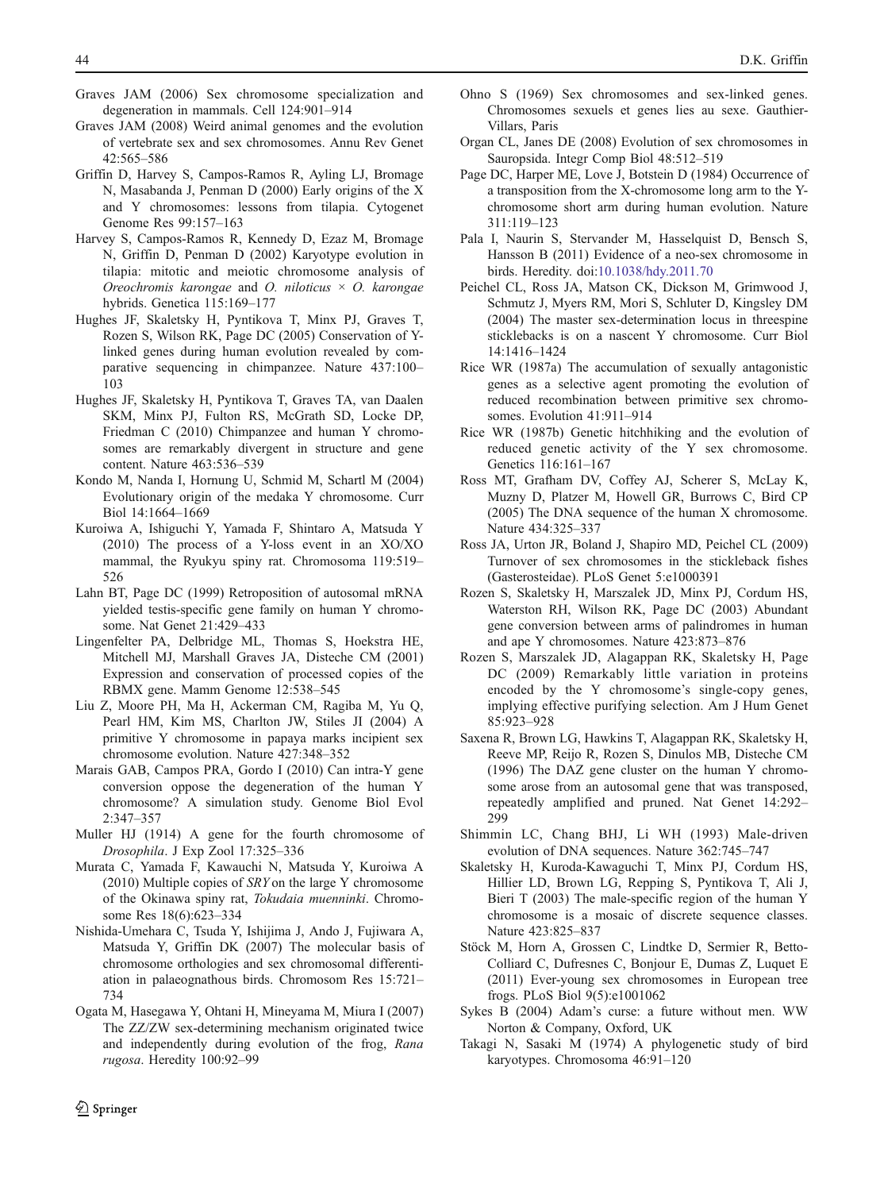Graves JAM (2006) Sex chromosome specialization and degeneration in mammals. Cell 124:901–914

Graves JAM (2008) Weird animal genomes and the evolution of vertebrate sex and sex chromosomes. Annu Rev Genet 42:565–586

Griffin D, Harvey S, Campos-Ramos R, Ayling LJ, Bromage N, Masabanda J, Penman D (2000) Early origins of the X and Y chromosomes: lessons from tilapia. Cytogenet Genome Res 99:157–163

Harvey S, Campos-Ramos R, Kennedy D, Ezaz M, Bromage N, Griffin D, Penman D (2002) Karyotype evolution in tilapia: mitotic and meiotic chromosome analysis of *Oreochromis karongae* and *O. niloticus* × *O. karongae* hybrids. Genetica 115:169–177

Hughes JF, Skaletsky H, Pyntikova T, Minx PJ, Graves T, Rozen S, Wilson RK, Page DC (2005) Conservation of Y-linked genes during human evolution revealed by comparative sequencing in chimpanzee. Nature 437:100–103

Hughes JF, Skaletsky H, Pyntikova T, Graves TA, van Daalen SKM, Minx PJ, Fulton RS, McGrath SD, Locke DP, Friedman C (2010) Chimpanzee and human Y chromosomes are remarkably divergent in structure and gene content. Nature 463:536–539

Kondo M, Nanda I, Hornung U, Schmid M, Schartl M (2004) Evolutionary origin of the medaka Y chromosome. Curr Biol 14:1664–1669

Kuroiwa A, Ishiguchi Y, Yamada F, Shintaro A, Matsuda Y (2010) The process of a Y-loss event in an XO/XO mammal, the Ryukyu spiny rat. Chromosoma 119:519–526

Lahn BT, Page DC (1999) Retroposition of autosomal mRNA yielded testis-specific gene family on human Y chromosome. Nat Genet 21:429–433

Lingenfelter PA, Delbridge ML, Thomas S, Hoekstra HE, Mitchell MJ, Marshall Graves JA, Disteche CM (2001) Expression and conservation of processed copies of the RBMX gene. Mamm Genome 12:538–545

Liu Z, Moore PH, Ma H, Ackerman CM, Ragiba M, Yu Q, Pearl HM, Kim MS, Charlton JW, Stiles JI (2004) A primitive Y chromosome in papaya marks incipient sex chromosome evolution. Nature 427:348–352

Marais GAB, Campos PRA, Gordo I (2010) Can intra-Y gene conversion oppose the degeneration of the human Y chromosome? A simulation study. Genome Biol Evol 2:347–357

Muller HJ (1914) A gene for the fourth chromosome of *Drosophila*. J Exp Zool 17:325–336

Murata C, Yamada F, Kawauchi N, Matsuda Y, Kuroiwa A (2010) Multiple copies of *SRY* on the large Y chromosome of the Okinawa spiny rat, *Tokudaia muenninki*. Chromosome Res 18(6):623–334

Nishida-Umehara C, Tsuda Y, Ishijima J, Ando J, Fujiwara A, Matsuda Y, Griffin DK (2007) The molecular basis of chromosome orthologies and sex chromosomal differentiation in palaeognathous birds. Chromosom Res 15:721–734

Ogata M, Hasegawa Y, Ohtani H, Mineyama M, Miura I (2007) The ZZ/ZW sex-determining mechanism originated twice and independently during evolution of the frog, *Rana rugosa*. Heredity 100:92–99

Ohno S (1969) Sex chromosomes and sex-linked genes. Chromosomes sexuels et genes lies au sexe. Gauthier-Villars, Paris

Organ CL, Janes DE (2008) Evolution of sex chromosomes in Sauropsida. Integr Comp Biol 48:512–519

Page DC, Harper ME, Love J, Botstein D (1984) Occurrence of a transposition from the X-chromosome long arm to the Y-chromosome short arm during human evolution. Nature 311:119–123

Pala I, Naurin S, Stervander M, Hasselquist D, Bensch S, Hansson B (2011) Evidence of a neo-sex chromosome in birds. Heredity. doi:10.1038/hdy.2011.70

Peichel CL, Ross JA, Matson CK, Dickson M, Grimwood J, Schmutz J, Myers RM, Mori S, Schluter D, Kingsley DM (2004) The master sex-determination locus in threespine sticklebacks is on a nascent Y chromosome. Curr Biol 14:1416–1424

Rice WR (1987a) The accumulation of sexually antagonistic genes as a selective agent promoting the evolution of reduced recombination between primitive sex chromosomes. Evolution 41:911–914

Rice WR (1987b) Genetic hitchhiking and the evolution of reduced genetic activity of the Y sex chromosome. Genetics 116:161–167

Ross MT, Grafham DV, Coffey AJ, Scherer S, McLay K, Muzny D, Platzer M, Howell GR, Burrows C, Bird CP (2005) The DNA sequence of the human X chromosome. Nature 434:325–337

Ross JA, Urton JR, Boland J, Shapiro MD, Peichel CL (2009) Turnover of sex chromosomes in the stickleback fishes (Gasterosteidae). PLoS Genet 5:e1000391

Rozen S, Skaletsky H, Marszalek JD, Minx PJ, Cordum HS, Waterston RH, Wilson RK, Page DC (2003) Abundant gene conversion between arms of palindromes in human and ape Y chromosomes. Nature 423:873–876

Rozen S, Marszalek JD, Alagappan RK, Skaletsky H, Page DC (2009) Remarkably little variation in proteins encoded by the Y chromosome's single-copy genes, implying effective purifying selection. Am J Hum Genet 85:923–928

Saxena R, Brown LG, Hawkins T, Alagappan RK, Skaletsky H, Reeve MP, Reijo R, Rozen S, Dinulos MB, Disteche CM (1996) The DAZ gene cluster on the human Y chromosome arose from an autosomal gene that was transposed, repeatedly amplified and pruned. Nat Genet 14:292–299

Shimmin LC, Chang BHJ, Li WH (1993) Male-driven evolution of DNA sequences. Nature 362:745–747

Skaletsky H, Kuroda-Kawaguchi T, Minx PJ, Cordum HS, Hillier LD, Brown LG, Repping S, Pyntikova T, Ali J, Bieri T (2003) The male-specific region of the human Y chromosome is a mosaic of discrete sequence classes. Nature 423:825–837

Stöck M, Horn A, Grossen C, Lindtke D, Sermier R, Betto-Colliard C, Dufresnes C, Bonjour E, Dumas Z, Luquet E (2011) Ever-young sex chromosomes in European tree frogs. PLoS Biol 9(5):e1001062

Sykes B (2004) Adam's curse: a future without men. WW Norton & Company, Oxford, UK

Takagi N, Sasaki M (1974) A phylogenetic study of bird karyotypes. Chromosoma 46:91–120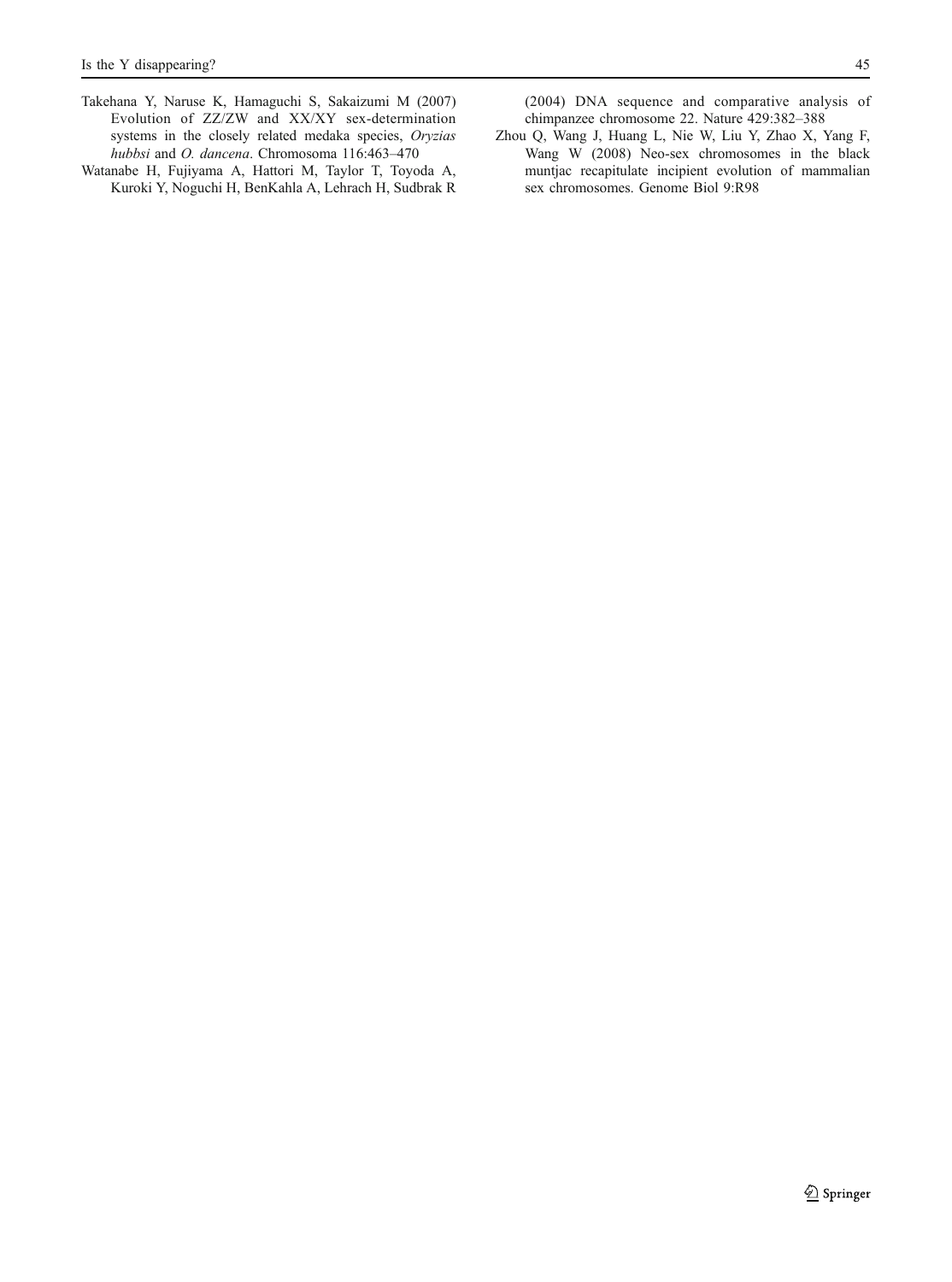Takehana Y, Naruse K, Hamaguchi S, Sakaizumi M (2007) Evolution of ZZ/ZW and XX/XY sex-determination systems in the closely related medaka species, *Oryzias hubbsi* and *O. dancena*. Chromosoma 116:463–470

Watanabe H, Fujiyama A, Hattori M, Taylor T, Toyoda A, Kuroki Y, Noguchi H, BenKahla A, Lehrach H, Sudbrak R (2004) DNA sequence and comparative analysis of chimpanzee chromosome 22. Nature 429:382–388

Zhou Q, Wang J, Huang L, Nie W, Liu Y, Zhao X, Yang F, Wang W (2008) Neo-sex chromosomes in the black muntjac recapitulate incipient evolution of mammalian sex chromosomes. Genome Biol 9:R98